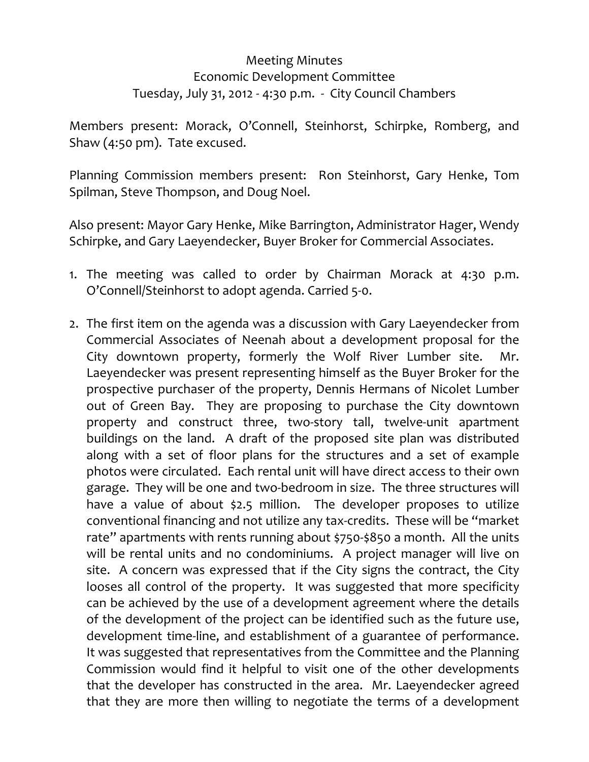# Meeting Minutes
## Economic Development Committee
### Tuesday, July 31, 2012 - 4:30 p.m. - City Council Chambers

Members present: Morack, O'Connell, Steinhorst, Schirpke, Romberg, and Shaw (4:50 pm). Tate excused.

Planning Commission members present: Ron Steinhorst, Gary Henke, Tom Spilman, Steve Thompson, and Doug Noel.

Also present: Mayor Gary Henke, Mike Barrington, Administrator Hager, Wendy Schirpke, and Gary Laeyendecker, Buyer Broker for Commercial Associates.

1. The meeting was called to order by Chairman Morack at 4:30 p.m. O'Connell/Steinhorst to adopt agenda. Carried 5-0.

2. The first item on the agenda was a discussion with Gary Laeyendecker from Commercial Associates of Neenah about a development proposal for the City downtown property, formerly the Wolf River Lumber site. Mr. Laeyendecker was present representing himself as the Buyer Broker for the prospective purchaser of the property, Dennis Hermans of Nicolet Lumber out of Green Bay. They are proposing to purchase the City downtown property and construct three, two-story tall, twelve-unit apartment buildings on the land. A draft of the proposed site plan was distributed along with a set of floor plans for the structures and a set of example photos were circulated. Each rental unit will have direct access to their own garage. They will be one and two-bedroom in size. The three structures will have a value of about $2.5 million. The developer proposes to utilize conventional financing and not utilize any tax-credits. These will be "market rate" apartments with rents running about $750-$850 a month. All the units will be rental units and no condominiums. A project manager will live on site. A concern was expressed that if the City signs the contract, the City looses all control of the property. It was suggested that more specificity can be achieved by the use of a development agreement where the details of the development of the project can be identified such as the future use, development time-line, and establishment of a guarantee of performance. It was suggested that representatives from the Committee and the Planning Commission would find it helpful to visit one of the other developments that the developer has constructed in the area. Mr. Laeyendecker agreed that they are more then willing to negotiate the terms of a development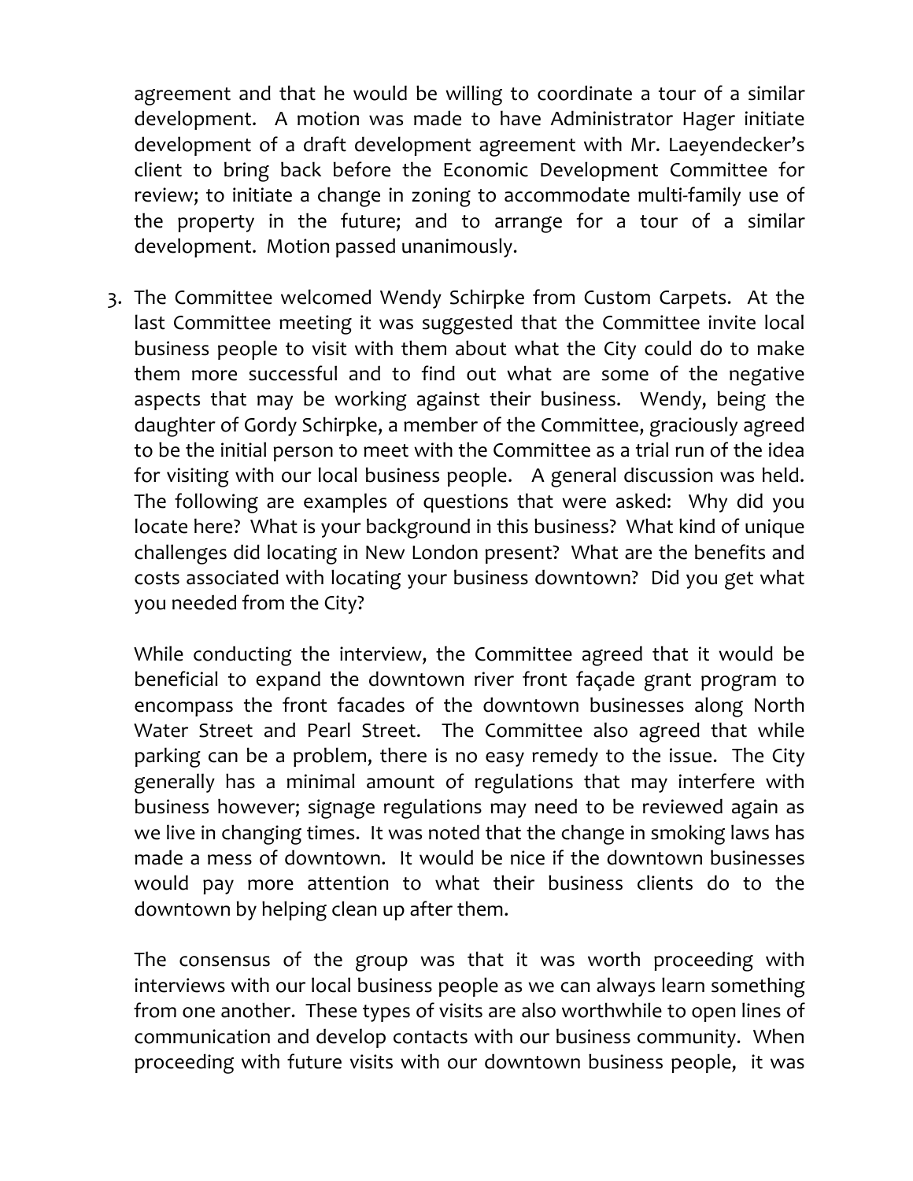agreement and that he would be willing to coordinate a tour of a similar development. A motion was made to have Administrator Hager initiate development of a draft development agreement with Mr. Laeyendecker's client to bring back before the Economic Development Committee for review; to initiate a change in zoning to accommodate multi-family use of the property in the future; and to arrange for a tour of a similar development. Motion passed unanimously.

3. The Committee welcomed Wendy Schirpke from Custom Carpets. At the last Committee meeting it was suggested that the Committee invite local business people to visit with them about what the City could do to make them more successful and to find out what are some of the negative aspects that may be working against their business. Wendy, being the daughter of Gordy Schirpke, a member of the Committee, graciously agreed to be the initial person to meet with the Committee as a trial run of the idea for visiting with our local business people. A general discussion was held. The following are examples of questions that were asked: Why did you locate here? What is your background in this business? What kind of unique challenges did locating in New London present? What are the benefits and costs associated with locating your business downtown? Did you get what you needed from the City?

   While conducting the interview, the Committee agreed that it would be beneficial to expand the downtown river front façade grant program to encompass the front facades of the downtown businesses along North Water Street and Pearl Street. The Committee also agreed that while parking can be a problem, there is no easy remedy to the issue. The City generally has a minimal amount of regulations that may interfere with business however; signage regulations may need to be reviewed again as we live in changing times. It was noted that the change in smoking laws has made a mess of downtown. It would be nice if the downtown businesses would pay more attention to what their business clients do to the downtown by helping clean up after them.

   The consensus of the group was that it was worth proceeding with interviews with our local business people as we can always learn something from one another. These types of visits are also worthwhile to open lines of communication and develop contacts with our business community. When proceeding with future visits with our downtown business people, it was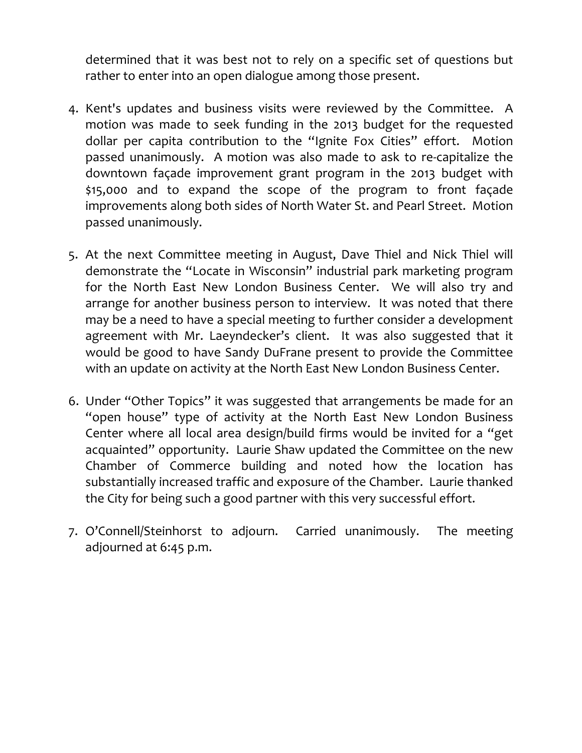determined that it was best not to rely on a specific set of questions but rather to enter into an open dialogue among those present.

4. Kent's updates and business visits were reviewed by the Committee. A motion was made to seek funding in the 2013 budget for the requested dollar per capita contribution to the "Ignite Fox Cities" effort. Motion passed unanimously. A motion was also made to ask to re-capitalize the downtown façade improvement grant program in the 2013 budget with $15,000 and to expand the scope of the program to front façade improvements along both sides of North Water St. and Pearl Street. Motion passed unanimously.

5. At the next Committee meeting in August, Dave Thiel and Nick Thiel will demonstrate the "Locate in Wisconsin" industrial park marketing program for the North East New London Business Center. We will also try and arrange for another business person to interview. It was noted that there may be a need to have a special meeting to further consider a development agreement with Mr. Laeyndecker's client. It was also suggested that it would be good to have Sandy DuFrane present to provide the Committee with an update on activity at the North East New London Business Center.

6. Under "Other Topics" it was suggested that arrangements be made for an "open house" type of activity at the North East New London Business Center where all local area design/build firms would be invited for a "get acquainted" opportunity. Laurie Shaw updated the Committee on the new Chamber of Commerce building and noted how the location has substantially increased traffic and exposure of the Chamber. Laurie thanked the City for being such a good partner with this very successful effort.

7. O'Connell/Steinhorst to adjourn. Carried unanimously. The meeting adjourned at 6:45 p.m.